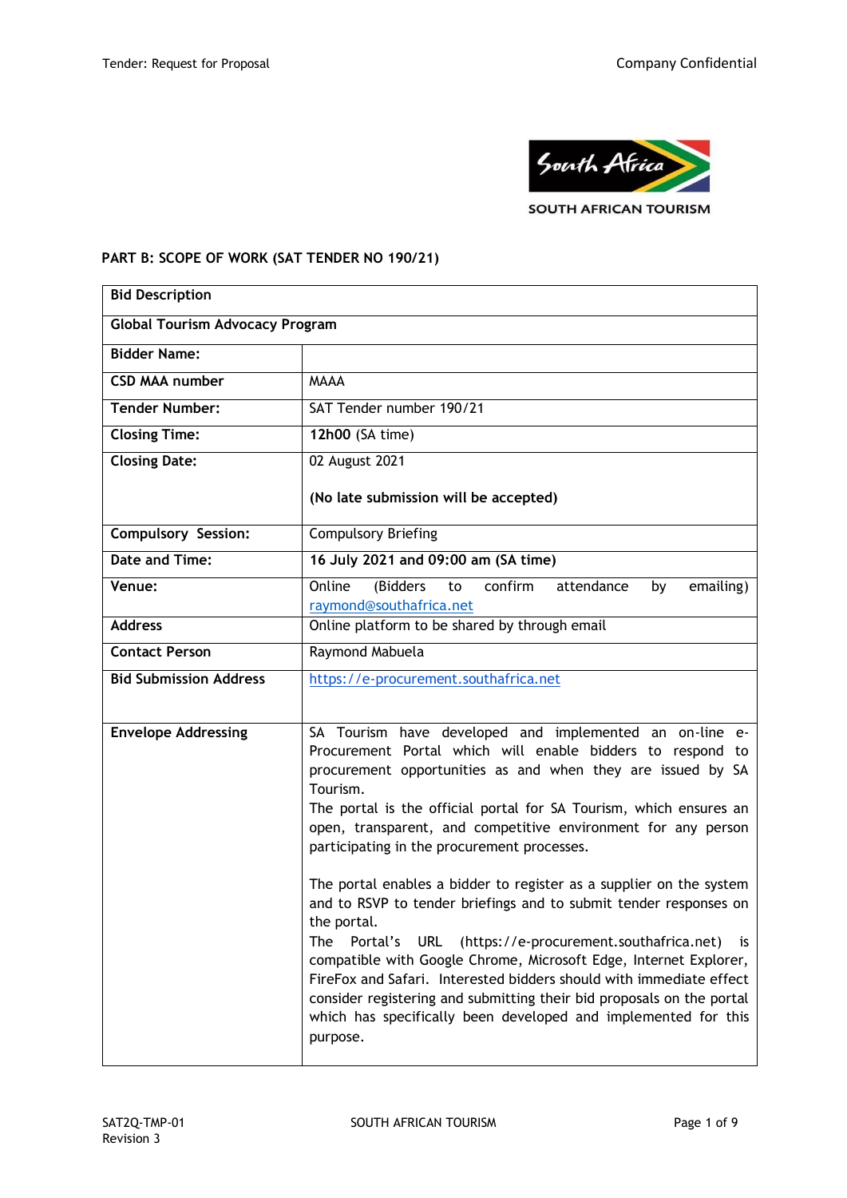SOUTH AFRICAN TOURISM

**PART B: SCOPE OF WORK (SAT TENDER NO 190/21)**

| **Bid Description** | |
|---|---|
| **Global Tourism Advocacy Program** | |
| **Bidder Name:** | |
| **CSD MAA number** | MAAA |
| **Tender Number:** | SAT Tender number 190/21 |
| **Closing Time:** | **12h00** (SA time) |
| **Closing Date:** | 02 August 2021<br><br>**(No late submission will be accepted)** |
| **Compulsory Session:** | Compulsory Briefing |
| **Date and Time:** | **16 July 2021 and 09:00 am (SA time)** |
| **Venue:** | Online (Bidders to confirm attendance by emailing) raymond@southafrica.net |
| **Address** | Online platform to be shared by through email |
| **Contact Person** | Raymond Mabuela |
| **Bid Submission Address** | https://e-procurement.southafrica.net |
| **Envelope Addressing** | SA Tourism have developed and implemented an on-line e-Procurement Portal which will enable bidders to respond to procurement opportunities as and when they are issued by SA Tourism.<br>The portal is the official portal for SA Tourism, which ensures an open, transparent, and competitive environment for any person participating in the procurement processes.<br><br>The portal enables a bidder to register as a supplier on the system and to RSVP to tender briefings and to submit tender responses on the portal.<br>The Portal's URL (https://e-procurement.southafrica.net) is compatible with Google Chrome, Microsoft Edge, Internet Explorer, FireFox and Safari. Interested bidders should with immediate effect consider registering and submitting their bid proposals on the portal which has specifically been developed and implemented for this purpose. |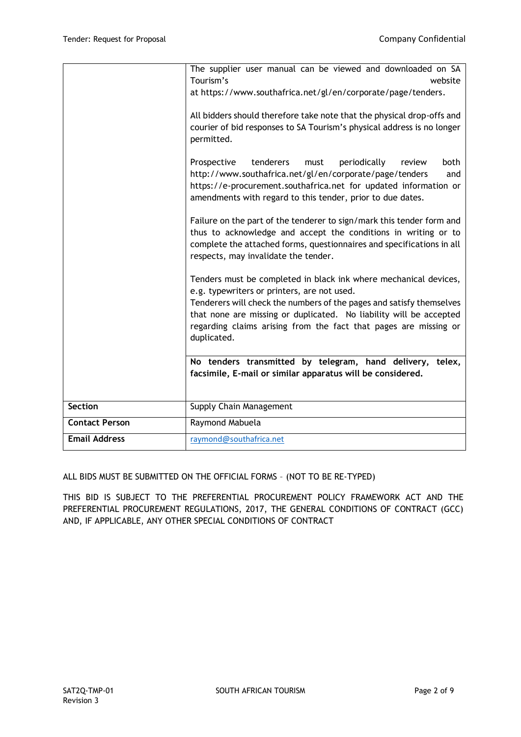| | |
|---|---|
| | The supplier user manual can be viewed and downloaded on SA Tourism's website at https://www.southafrica.net/gl/en/corporate/page/tenders.<br><br>All bidders should therefore take note that the physical drop-offs and courier of bid responses to SA Tourism's physical address is no longer permitted.<br><br>Prospective tenderers must periodically review both http://www.southafrica.net/gl/en/corporate/page/tenders and https://e-procurement.southafrica.net for updated information or amendments with regard to this tender, prior to due dates.<br><br>Failure on the part of the tenderer to sign/mark this tender form and thus to acknowledge and accept the conditions in writing or to complete the attached forms, questionnaires and specifications in all respects, may invalidate the tender.<br><br>Tenders must be completed in black ink where mechanical devices, e.g. typewriters or printers, are not used.<br>Tenderers will check the numbers of the pages and satisfy themselves that none are missing or duplicated. No liability will be accepted regarding claims arising from the fact that pages are missing or duplicated. |
| | **No tenders transmitted by telegram, hand delivery, telex, facsimile, E-mail or similar apparatus will be considered.** |
| **Section** | Supply Chain Management |
| **Contact Person** | Raymond Mabuela |
| **Email Address** | raymond@southafrica.net |

ALL BIDS MUST BE SUBMITTED ON THE OFFICIAL FORMS – (NOT TO BE RE-TYPED)

THIS BID IS SUBJECT TO THE PREFERENTIAL PROCUREMENT POLICY FRAMEWORK ACT AND THE PREFERENTIAL PROCUREMENT REGULATIONS, 2017, THE GENERAL CONDITIONS OF CONTRACT (GCC) AND, IF APPLICABLE, ANY OTHER SPECIAL CONDITIONS OF CONTRACT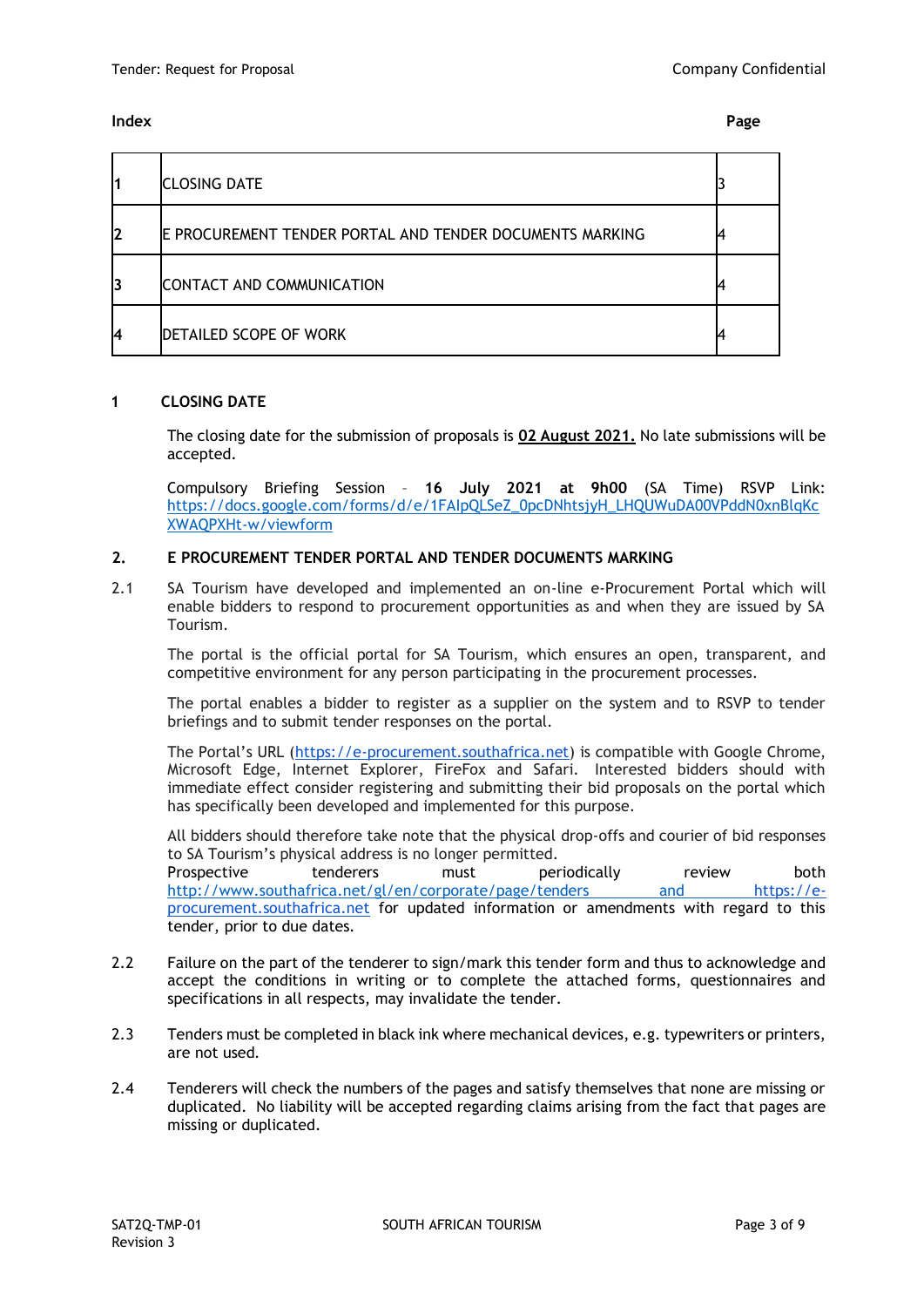**Index** **Page**

| | | |
|---|---|---|
| 1 | CLOSING DATE | 3 |
| 2 | E PROCUREMENT TENDER PORTAL AND TENDER DOCUMENTS MARKING | 4 |
| 3 | CONTACT AND COMMUNICATION | 4 |
| 4 | DETAILED SCOPE OF WORK | 4 |

## 1 CLOSING DATE

The closing date for the submission of proposals is **02 August 2021.** No late submissions will be accepted.

Compulsory Briefing Session – **16 July 2021 at 9h00** (SA Time) RSVP Link: https://docs.google.com/forms/d/e/1FAIpQLSeZ_0pcDNhtsjyH_LHQUWuDA00VPddN0xnBlqKcXWAQPXHt-w/viewform

## 2. E PROCUREMENT TENDER PORTAL AND TENDER DOCUMENTS MARKING

2.1 SA Tourism have developed and implemented an on-line e-Procurement Portal which will enable bidders to respond to procurement opportunities as and when they are issued by SA Tourism.

The portal is the official portal for SA Tourism, which ensures an open, transparent, and competitive environment for any person participating in the procurement processes.

The portal enables a bidder to register as a supplier on the system and to RSVP to tender briefings and to submit tender responses on the portal.

The Portal's URL (https://e-procurement.southafrica.net) is compatible with Google Chrome, Microsoft Edge, Internet Explorer, FireFox and Safari. Interested bidders should with immediate effect consider registering and submitting their bid proposals on the portal which has specifically been developed and implemented for this purpose.

All bidders should therefore take note that the physical drop-offs and courier of bid responses to SA Tourism's physical address is no longer permitted.
Prospective tenderers must periodically review both http://www.southafrica.net/gl/en/corporate/page/tenders and https://e-procurement.southafrica.net for updated information or amendments with regard to this tender, prior to due dates.

2.2 Failure on the part of the tenderer to sign/mark this tender form and thus to acknowledge and accept the conditions in writing or to complete the attached forms, questionnaires and specifications in all respects, may invalidate the tender.

2.3 Tenders must be completed in black ink where mechanical devices, e.g. typewriters or printers, are not used.

2.4 Tenderers will check the numbers of the pages and satisfy themselves that none are missing or duplicated. No liability will be accepted regarding claims arising from the fact that pages are missing or duplicated.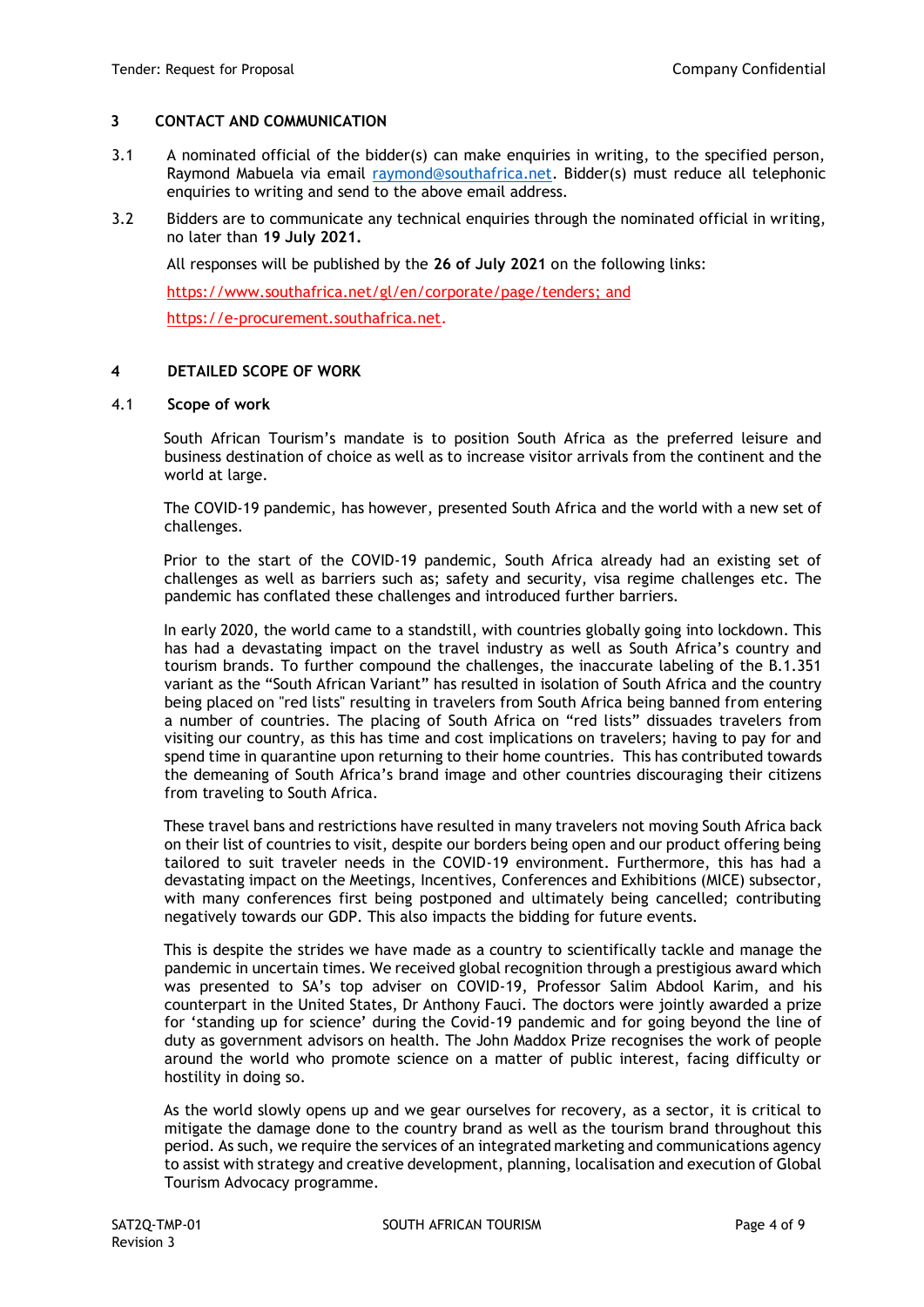## 3 CONTACT AND COMMUNICATION

3.1 A nominated official of the bidder(s) can make enquiries in writing, to the specified person, Raymond Mabuela via email raymond@southafrica.net. Bidder(s) must reduce all telephonic enquiries to writing and send to the above email address.

3.2 Bidders are to communicate any technical enquiries through the nominated official in writing, no later than **19 July 2021.**

All responses will be published by the **26 of July 2021** on the following links:

https://www.southafrica.net/gl/en/corporate/page/tenders; and

https://e-procurement.southafrica.net.

## 4 DETAILED SCOPE OF WORK

### 4.1 Scope of work

South African Tourism's mandate is to position South Africa as the preferred leisure and business destination of choice as well as to increase visitor arrivals from the continent and the world at large.

The COVID-19 pandemic, has however, presented South Africa and the world with a new set of challenges.

Prior to the start of the COVID-19 pandemic, South Africa already had an existing set of challenges as well as barriers such as; safety and security, visa regime challenges etc. The pandemic has conflated these challenges and introduced further barriers.

In early 2020, the world came to a standstill, with countries globally going into lockdown. This has had a devastating impact on the travel industry as well as South Africa's country and tourism brands. To further compound the challenges, the inaccurate labeling of the B.1.351 variant as the "South African Variant" has resulted in isolation of South Africa and the country being placed on "red lists" resulting in travelers from South Africa being banned from entering a number of countries. The placing of South Africa on "red lists" dissuades travelers from visiting our country, as this has time and cost implications on travelers; having to pay for and spend time in quarantine upon returning to their home countries. This has contributed towards the demeaning of South Africa's brand image and other countries discouraging their citizens from traveling to South Africa.

These travel bans and restrictions have resulted in many travelers not moving South Africa back on their list of countries to visit, despite our borders being open and our product offering being tailored to suit traveler needs in the COVID-19 environment. Furthermore, this has had a devastating impact on the Meetings, Incentives, Conferences and Exhibitions (MICE) subsector, with many conferences first being postponed and ultimately being cancelled; contributing negatively towards our GDP. This also impacts the bidding for future events.

This is despite the strides we have made as a country to scientifically tackle and manage the pandemic in uncertain times. We received global recognition through a prestigious award which was presented to SA's top adviser on COVID-19, Professor Salim Abdool Karim, and his counterpart in the United States, Dr Anthony Fauci. The doctors were jointly awarded a prize for 'standing up for science' during the Covid-19 pandemic and for going beyond the line of duty as government advisors on health. The John Maddox Prize recognises the work of people around the world who promote science on a matter of public interest, facing difficulty or hostility in doing so.

As the world slowly opens up and we gear ourselves for recovery, as a sector, it is critical to mitigate the damage done to the country brand as well as the tourism brand throughout this period. As such, we require the services of an integrated marketing and communications agency to assist with strategy and creative development, planning, localisation and execution of Global Tourism Advocacy programme.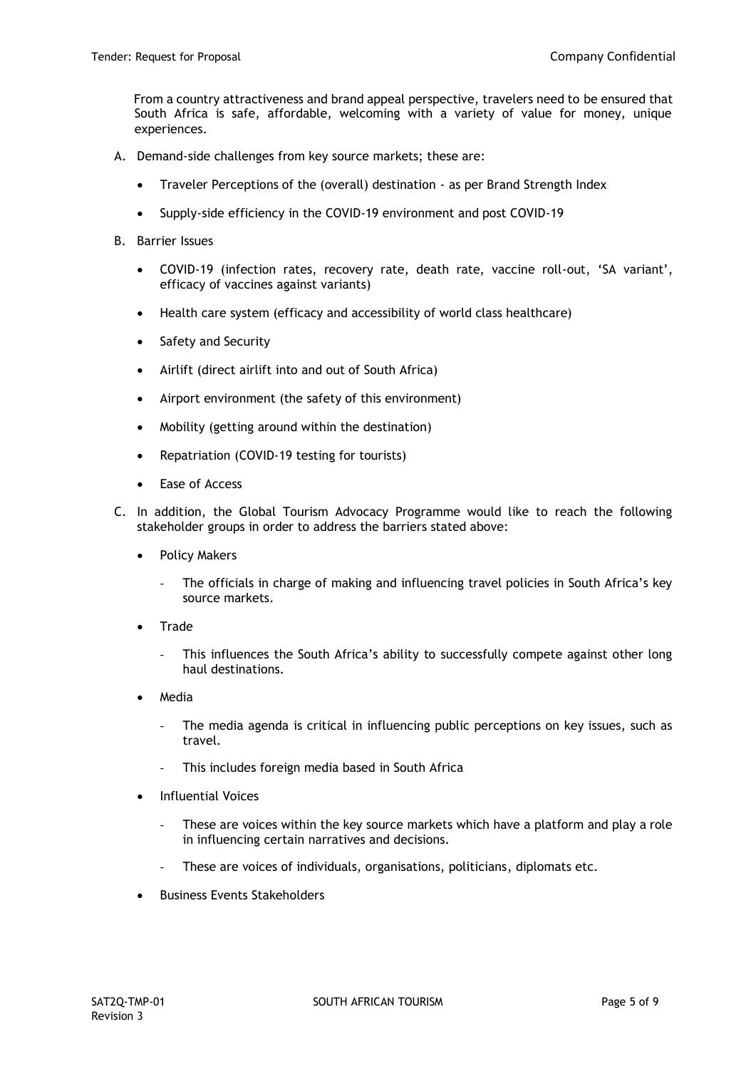From a country attractiveness and brand appeal perspective, travelers need to be ensured that South Africa is safe, affordable, welcoming with a variety of value for money, unique experiences.

A. Demand-side challenges from key source markets; these are:

   - Traveler Perceptions of the (overall) destination - as per Brand Strength Index
   - Supply-side efficiency in the COVID-19 environment and post COVID-19

B. Barrier Issues

   - COVID-19 (infection rates, recovery rate, death rate, vaccine roll-out, 'SA variant', efficacy of vaccines against variants)
   - Health care system (efficacy and accessibility of world class healthcare)
   - Safety and Security
   - Airlift (direct airlift into and out of South Africa)
   - Airport environment (the safety of this environment)
   - Mobility (getting around within the destination)
   - Repatriation (COVID-19 testing for tourists)
   - Ease of Access

C. In addition, the Global Tourism Advocacy Programme would like to reach the following stakeholder groups in order to address the barriers stated above:

   - Policy Makers
     - The officials in charge of making and influencing travel policies in South Africa's key source markets.
   - Trade
     - This influences the South Africa's ability to successfully compete against other long haul destinations.
   - Media
     - The media agenda is critical in influencing public perceptions on key issues, such as travel.
     - This includes foreign media based in South Africa
   - Influential Voices
     - These are voices within the key source markets which have a platform and play a role in influencing certain narratives and decisions.
     - These are voices of individuals, organisations, politicians, diplomats etc.
   - Business Events Stakeholders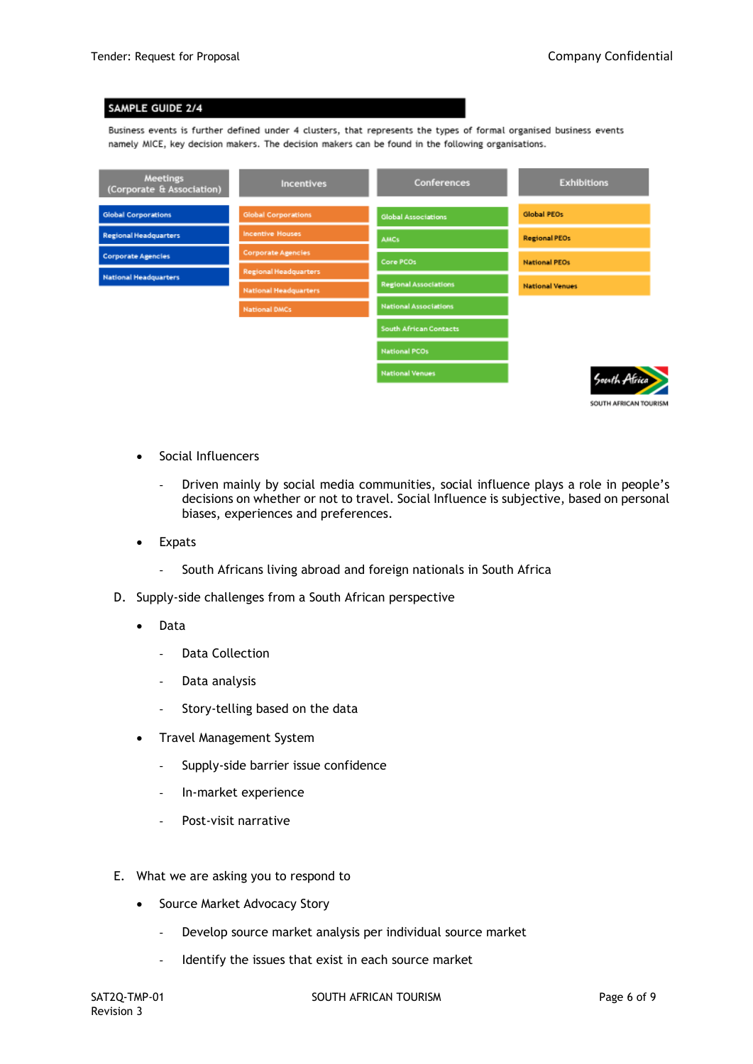**SAMPLE GUIDE 2/4**

Business events is further defined under 4 clusters, that represents the types of formal organised business events namely MICE, key decision makers. The decision makers can be found in the following organisations.

| Meetings (Corporate & Association) | Incentives | Conferences | Exhibitions |
|---|---|---|---|
| Global Corporations | Global Corporations | Global Associations | Global PEOs |
| Regional Headquarters | Incentive Houses | AMCs | Regional PEOs |
| Corporate Agencies | Corporate Agencies | Core PCOs | National PEOs |
| National Headquarters | Regional Headquarters | Regional Associations | National Venues |
| | National Headquarters | National Associations | |
| | National DMCs | South African Contacts | |
| | | National PCOs | |
| | | National Venues | |

South Africa
SOUTH AFRICAN TOURISM

- Social Influencers
  - Driven mainly by social media communities, social influence plays a role in people's decisions on whether or not to travel. Social Influence is subjective, based on personal biases, experiences and preferences.
- Expats
  - South Africans living abroad and foreign nationals in South Africa

D. Supply-side challenges from a South African perspective

- Data
  - Data Collection
  - Data analysis
  - Story-telling based on the data
- Travel Management System
  - Supply-side barrier issue confidence
  - In-market experience
  - Post-visit narrative

E. What we are asking you to respond to

- Source Market Advocacy Story
  - Develop source market analysis per individual source market
  - Identify the issues that exist in each source market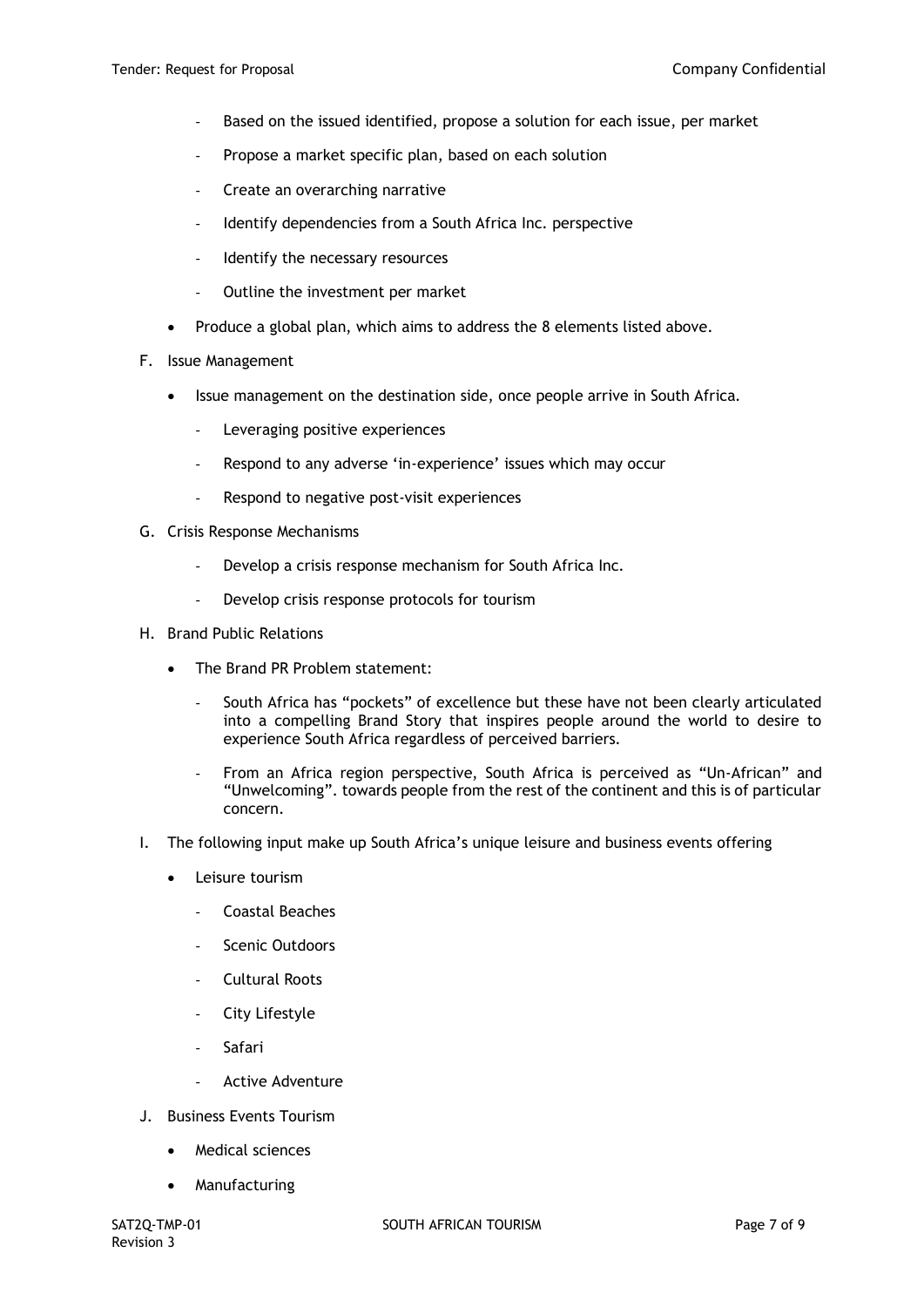- Based on the issued identified, propose a solution for each issue, per market
  - Propose a market specific plan, based on each solution
  - Create an overarching narrative
  - Identify dependencies from a South Africa Inc. perspective
  - Identify the necessary resources
  - Outline the investment per market
- Produce a global plan, which aims to address the 8 elements listed above.

F. Issue Management

- Issue management on the destination side, once people arrive in South Africa.
  - Leveraging positive experiences
  - Respond to any adverse 'in-experience' issues which may occur
  - Respond to negative post-visit experiences

G. Crisis Response Mechanisms

  - Develop a crisis response mechanism for South Africa Inc.
  - Develop crisis response protocols for tourism

H. Brand Public Relations

- The Brand PR Problem statement:
  - South Africa has "pockets" of excellence but these have not been clearly articulated into a compelling Brand Story that inspires people around the world to desire to experience South Africa regardless of perceived barriers.
  - From an Africa region perspective, South Africa is perceived as "Un-African" and "Unwelcoming". towards people from the rest of the continent and this is of particular concern.

I. The following input make up South Africa's unique leisure and business events offering

- Leisure tourism
  - Coastal Beaches
  - Scenic Outdoors
  - Cultural Roots
  - City Lifestyle
  - Safari
  - Active Adventure

J. Business Events Tourism

- Medical sciences
- Manufacturing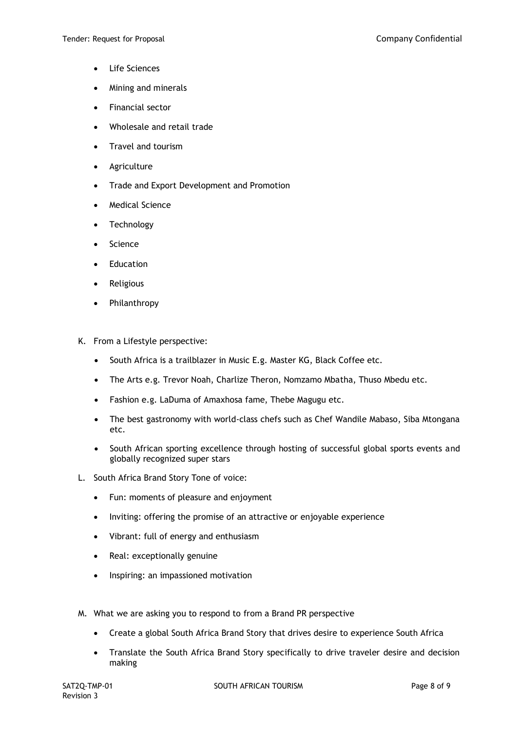- Life Sciences
- Mining and minerals
- Financial sector
- Wholesale and retail trade
- Travel and tourism
- Agriculture
- Trade and Export Development and Promotion
- Medical Science
- Technology
- Science
- Education
- Religious
- Philanthropy

K. From a Lifestyle perspective:

- South Africa is a trailblazer in Music E.g. Master KG, Black Coffee etc.
- The Arts e.g. Trevor Noah, Charlize Theron, Nomzamo Mbatha, Thuso Mbedu etc.
- Fashion e.g. LaDuma of Amaxhosa fame, Thebe Magugu etc.
- The best gastronomy with world-class chefs such as Chef Wandile Mabaso, Siba Mtongana etc.
- South African sporting excellence through hosting of successful global sports events and globally recognized super stars

L. South Africa Brand Story Tone of voice:

- Fun: moments of pleasure and enjoyment
- Inviting: offering the promise of an attractive or enjoyable experience
- Vibrant: full of energy and enthusiasm
- Real: exceptionally genuine
- Inspiring: an impassioned motivation

M. What we are asking you to respond to from a Brand PR perspective

- Create a global South Africa Brand Story that drives desire to experience South Africa
- Translate the South Africa Brand Story specifically to drive traveler desire and decision making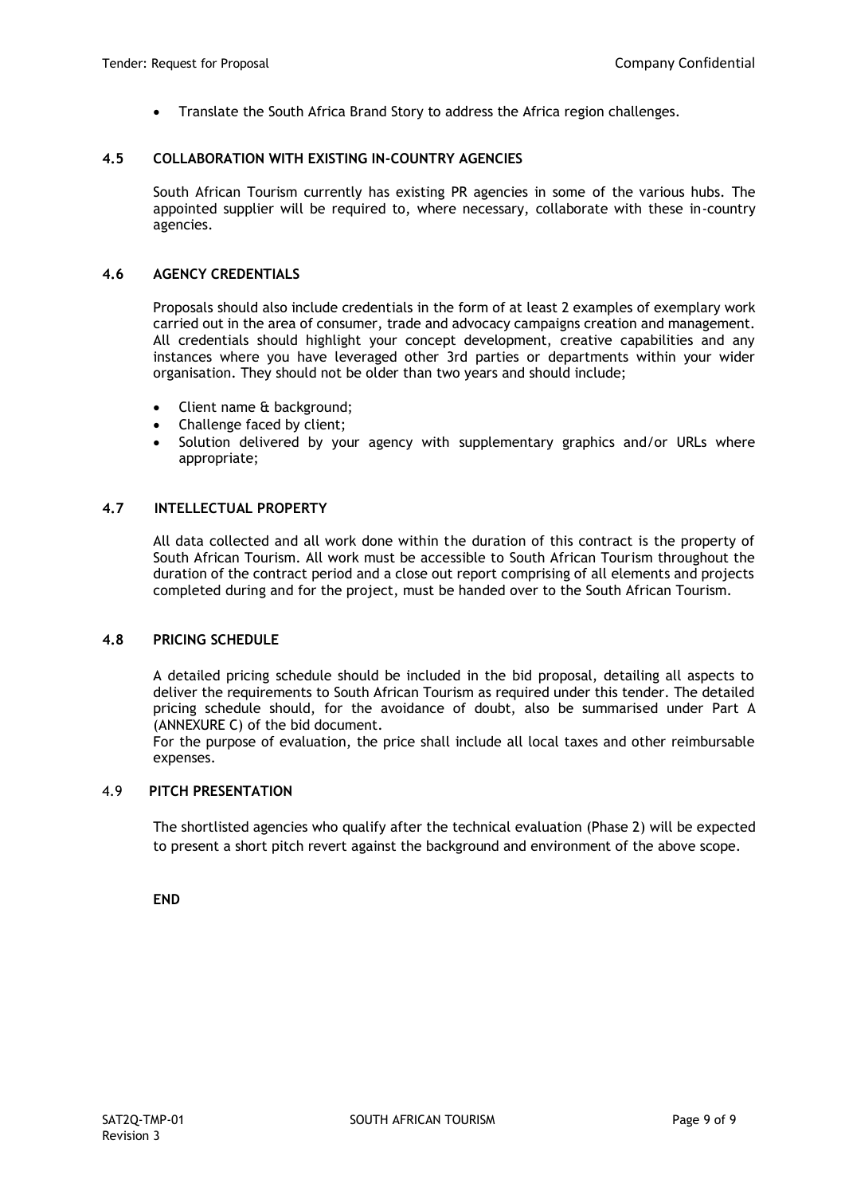- Translate the South Africa Brand Story to address the Africa region challenges.

### 4.5 COLLABORATION WITH EXISTING IN-COUNTRY AGENCIES

South African Tourism currently has existing PR agencies in some of the various hubs. The appointed supplier will be required to, where necessary, collaborate with these in-country agencies.

### 4.6 AGENCY CREDENTIALS

Proposals should also include credentials in the form of at least 2 examples of exemplary work carried out in the area of consumer, trade and advocacy campaigns creation and management. All credentials should highlight your concept development, creative capabilities and any instances where you have leveraged other 3rd parties or departments within your wider organisation. They should not be older than two years and should include;

- Client name & background;
- Challenge faced by client;
- Solution delivered by your agency with supplementary graphics and/or URLs where appropriate;

### 4.7 INTELLECTUAL PROPERTY

All data collected and all work done within the duration of this contract is the property of South African Tourism. All work must be accessible to South African Tourism throughout the duration of the contract period and a close out report comprising of all elements and projects completed during and for the project, must be handed over to the South African Tourism.

### 4.8 PRICING SCHEDULE

A detailed pricing schedule should be included in the bid proposal, detailing all aspects to deliver the requirements to South African Tourism as required under this tender. The detailed pricing schedule should, for the avoidance of doubt, also be summarised under Part A (ANNEXURE C) of the bid document.

For the purpose of evaluation, the price shall include all local taxes and other reimbursable expenses.

### 4.9 PITCH PRESENTATION

The shortlisted agencies who qualify after the technical evaluation (Phase 2) will be expected to present a short pitch revert against the background and environment of the above scope.

**END**